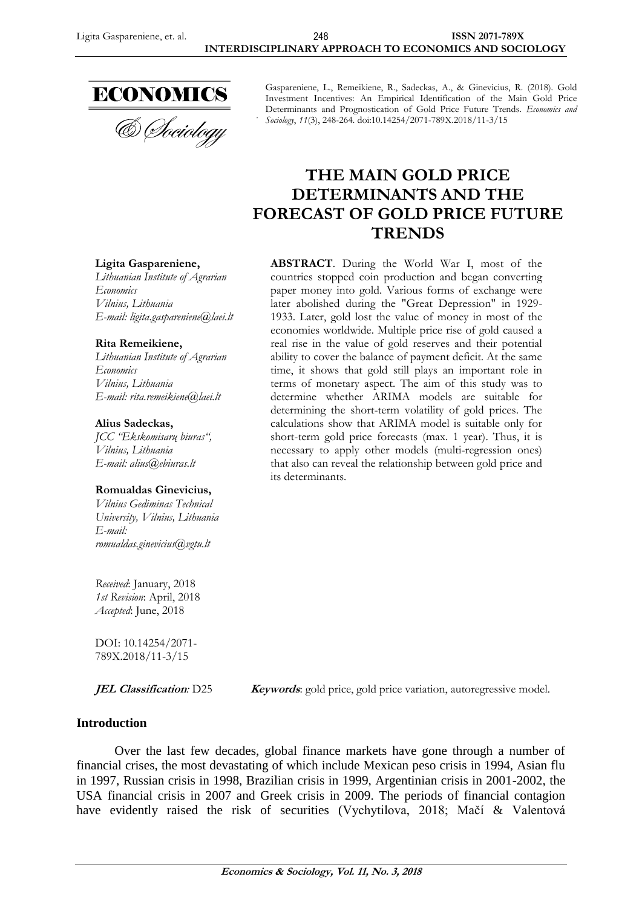ECONOMICS

& Sociology

Gaspareniene, L., Remeikiene, R., Sadeckas, A., & Ginevicius, R. (2018). Gold Investment Incentives: An Empirical Identification of the Main Gold Price Determinants and Prognostication of Gold Price Future Trends. *Economics and Sociology*, *11*(3), 248-264. doi:10.14254/2071-789X.2018/11-3/15

# THE MAIN GOLD PRICE DETERMINANTS AND THE FORECAST OF GOLD PRICE FUTURE TRENDS

**Ligita Gaspareniene,**
*Lithuanian Institute of Agrarian Economics*
*Vilnius, Lithuania*
*E-mail: ligita.gaspareniene@laei.lt*

**Rita Remeikiene,**
*Lithuanian Institute of Agrarian Economics*
*Vilnius, Lithuania*
*E-mail: rita.remeikiene@laei.lt*

**Alius Sadeckas,**
*JCC "Ekskomisarų biuras",*
*Vilnius, Lithuania*
*E-mail: alius@ebiuras.lt*

**Romualdas Ginevicius,**
*Vilnius Gediminas Technical University, Vilnius, Lithuania*
*E-mail: romualdas.ginevicius@vgtu.lt*

*Received*: January, 2018
*1st Revision*: April, 2018
*Accepted*: June, 2018

DOI: 10.14254/2071-789X.2018/11-3/15

**ABSTRACT**. During the World War I, most of the countries stopped coin production and began converting paper money into gold. Various forms of exchange were later abolished during the "Great Depression" in 1929-1933. Later, gold lost the value of money in most of the economies worldwide. Multiple price rise of gold caused a real rise in the value of gold reserves and their potential ability to cover the balance of payment deficit. At the same time, it shows that gold still plays an important role in terms of monetary aspect. The aim of this study was to determine whether ARIMA models are suitable for determining the short-term volatility of gold prices. The calculations show that ARIMA model is suitable only for short-term gold price forecasts (max. 1 year). Thus, it is necessary to apply other models (multi-regression ones) that also can reveal the relationship between gold price and its determinants.

***JEL Classification:*** D25 ***Keywords***: gold price, gold price variation, autoregressive model.

## Introduction

Over the last few decades, global finance markets have gone through a number of financial crises, the most devastating of which include Mexican peso crisis in 1994, Asian flu in 1997, Russian crisis in 1998, Brazilian crisis in 1999, Argentinian crisis in 2001-2002, the USA financial crisis in 2007 and Greek crisis in 2009. The periods of financial contagion have evidently raised the risk of securities (Vychytilova, 2018; Mačí & Valentová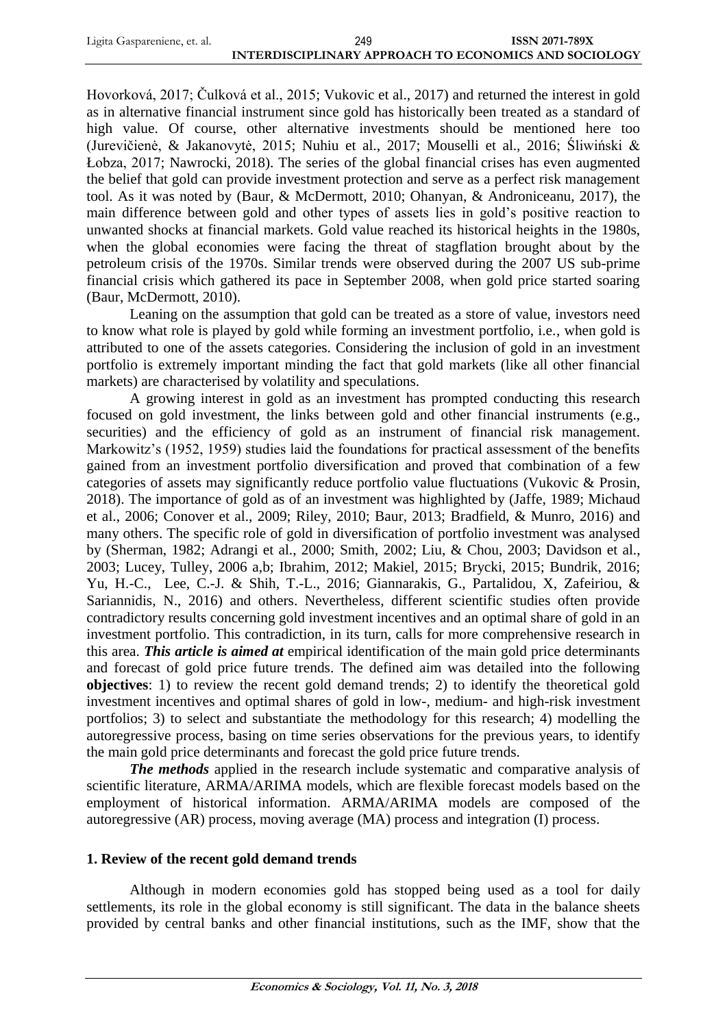Hovorková, 2017; Čulková et al., 2015; Vukovic et al., 2017) and returned the interest in gold as in alternative financial instrument since gold has historically been treated as a standard of high value. Of course, other alternative investments should be mentioned here too (Jurevičienė, & Jakanovytė, 2015; Nuhiu et al., 2017; Mouselli et al., 2016; Śliwiński & Łobza, 2017; Nawrocki, 2018). The series of the global financial crises has even augmented the belief that gold can provide investment protection and serve as a perfect risk management tool. As it was noted by (Baur, & McDermott, 2010; Ohanyan, & Androniceanu, 2017), the main difference between gold and other types of assets lies in gold's positive reaction to unwanted shocks at financial markets. Gold value reached its historical heights in the 1980s, when the global economies were facing the threat of stagflation brought about by the petroleum crisis of the 1970s. Similar trends were observed during the 2007 US sub-prime financial crisis which gathered its pace in September 2008, when gold price started soaring (Baur, McDermott, 2010).

Leaning on the assumption that gold can be treated as a store of value, investors need to know what role is played by gold while forming an investment portfolio, i.e., when gold is attributed to one of the assets categories. Considering the inclusion of gold in an investment portfolio is extremely important minding the fact that gold markets (like all other financial markets) are characterised by volatility and speculations.

A growing interest in gold as an investment has prompted conducting this research focused on gold investment, the links between gold and other financial instruments (e.g., securities) and the efficiency of gold as an instrument of financial risk management. Markowitz's (1952, 1959) studies laid the foundations for practical assessment of the benefits gained from an investment portfolio diversification and proved that combination of a few categories of assets may significantly reduce portfolio value fluctuations (Vukovic & Prosin, 2018). The importance of gold as of an investment was highlighted by (Jaffe, 1989; Michaud et al., 2006; Conover et al., 2009; Riley, 2010; Baur, 2013; Bradfield, & Munro, 2016) and many others. The specific role of gold in diversification of portfolio investment was analysed by (Sherman, 1982; Adrangi et al., 2000; Smith, 2002; Liu, & Chou, 2003; Davidson et al., 2003; Lucey, Tulley, 2006 a,b; Ibrahim, 2012; Makiel, 2015; Brycki, 2015; Bundrik, 2016; Yu, H.-C., Lee, C.-J. & Shih, T.-L., 2016; Giannarakis, G., Partalidou, X, Zafeiriou, & Sariannidis, N., 2016) and others. Nevertheless, different scientific studies often provide contradictory results concerning gold investment incentives and an optimal share of gold in an investment portfolio. This contradiction, in its turn, calls for more comprehensive research in this area. ***This article is aimed at*** empirical identification of the main gold price determinants and forecast of gold price future trends. The defined aim was detailed into the following **objectives**: 1) to review the recent gold demand trends; 2) to identify the theoretical gold investment incentives and optimal shares of gold in low-, medium- and high-risk investment portfolios; 3) to select and substantiate the methodology for this research; 4) modelling the autoregressive process, basing on time series observations for the previous years, to identify the main gold price determinants and forecast the gold price future trends.

***The methods*** applied in the research include systematic and comparative analysis of scientific literature, ARMA/ARIMA models, which are flexible forecast models based on the employment of historical information. ARMA/ARIMA models are composed of the autoregressive (AR) process, moving average (MA) process and integration (I) process.

## 1. Review of the recent gold demand trends

Although in modern economies gold has stopped being used as a tool for daily settlements, its role in the global economy is still significant. The data in the balance sheets provided by central banks and other financial institutions, such as the IMF, show that the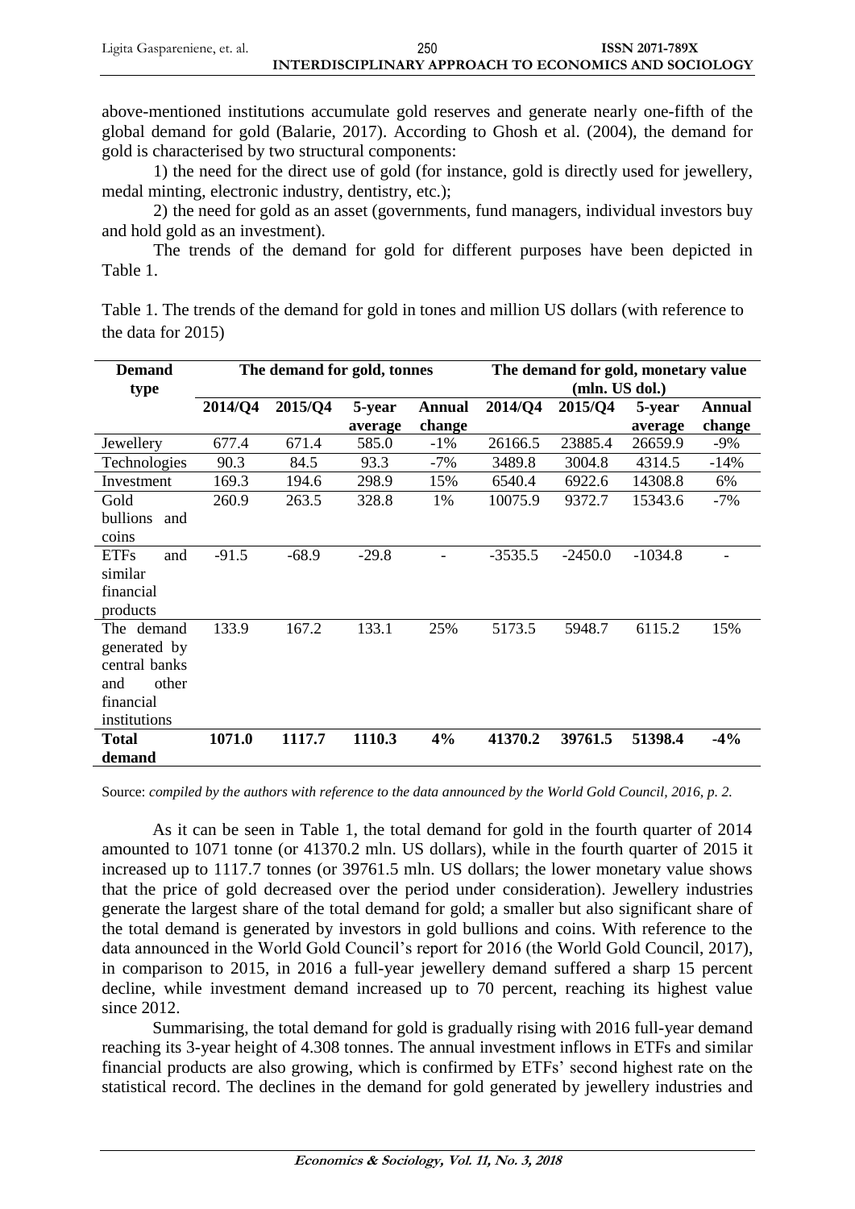above-mentioned institutions accumulate gold reserves and generate nearly one-fifth of the global demand for gold (Balarie, 2017). According to Ghosh et al. (2004), the demand for gold is characterised by two structural components:

1) the need for the direct use of gold (for instance, gold is directly used for jewellery, medal minting, electronic industry, dentistry, etc.);

2) the need for gold as an asset (governments, fund managers, individual investors buy and hold gold as an investment).

The trends of the demand for gold for different purposes have been depicted in Table 1.

Table 1. The trends of the demand for gold in tones and million US dollars (with reference to the data for 2015)

| Demand type | The demand for gold, tonnes | | | | The demand for gold, monetary value (mln. US dol.) | | | |
|---|---|---|---|---|---|---|---|---|
| | 2014/Q4 | 2015/Q4 | 5-year average | Annual change | 2014/Q4 | 2015/Q4 | 5-year average | Annual change |
| Jewellery | 677.4 | 671.4 | 585.0 | -1% | 26166.5 | 23885.4 | 26659.9 | -9% |
| Technologies | 90.3 | 84.5 | 93.3 | -7% | 3489.8 | 3004.8 | 4314.5 | -14% |
| Investment | 169.3 | 194.6 | 298.9 | 15% | 6540.4 | 6922.6 | 14308.8 | 6% |
| Gold bullions and coins | 260.9 | 263.5 | 328.8 | 1% | 10075.9 | 9372.7 | 15343.6 | -7% |
| ETFs and similar financial products | -91.5 | -68.9 | -29.8 | - | -3535.5 | -2450.0 | -1034.8 | - |
| The demand generated by central banks and other financial institutions | 133.9 | 167.2 | 133.1 | 25% | 5173.5 | 5948.7 | 6115.2 | 15% |
| **Total demand** | **1071.0** | **1117.7** | **1110.3** | **4%** | **41370.2** | **39761.5** | **51398.4** | **-4%** |

Source: *compiled by the authors with reference to the data announced by the World Gold Council, 2016, p. 2.*

As it can be seen in Table 1, the total demand for gold in the fourth quarter of 2014 amounted to 1071 tonne (or 41370.2 mln. US dollars), while in the fourth quarter of 2015 it increased up to 1117.7 tonnes (or 39761.5 mln. US dollars; the lower monetary value shows that the price of gold decreased over the period under consideration). Jewellery industries generate the largest share of the total demand for gold; a smaller but also significant share of the total demand is generated by investors in gold bullions and coins. With reference to the data announced in the World Gold Council's report for 2016 (the World Gold Council, 2017), in comparison to 2015, in 2016 a full-year jewellery demand suffered a sharp 15 percent decline, while investment demand increased up to 70 percent, reaching its highest value since 2012.

Summarising, the total demand for gold is gradually rising with 2016 full-year demand reaching its 3-year height of 4.308 tonnes. The annual investment inflows in ETFs and similar financial products are also growing, which is confirmed by ETFs' second highest rate on the statistical record. The declines in the demand for gold generated by jewellery industries and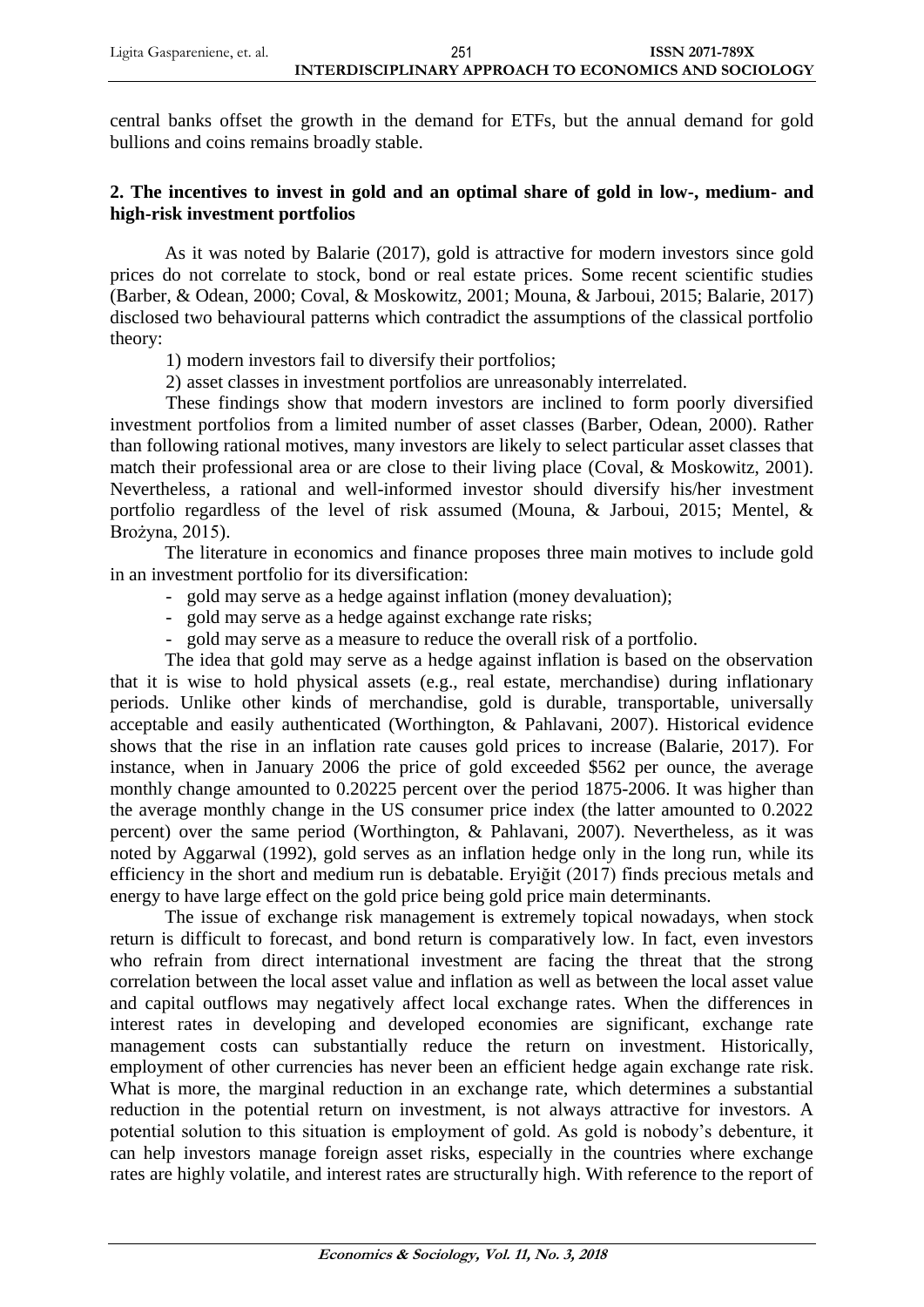central banks offset the growth in the demand for ETFs, but the annual demand for gold bullions and coins remains broadly stable.

## 2. The incentives to invest in gold and an optimal share of gold in low-, medium- and high-risk investment portfolios

As it was noted by Balarie (2017), gold is attractive for modern investors since gold prices do not correlate to stock, bond or real estate prices. Some recent scientific studies (Barber, & Odean, 2000; Coval, & Moskowitz, 2001; Mouna, & Jarboui, 2015; Balarie, 2017) disclosed two behavioural patterns which contradict the assumptions of the classical portfolio theory:

1) modern investors fail to diversify their portfolios;

2) asset classes in investment portfolios are unreasonably interrelated.

These findings show that modern investors are inclined to form poorly diversified investment portfolios from a limited number of asset classes (Barber, Odean, 2000). Rather than following rational motives, many investors are likely to select particular asset classes that match their professional area or are close to their living place (Coval, & Moskowitz, 2001). Nevertheless, a rational and well-informed investor should diversify his/her investment portfolio regardless of the level of risk assumed (Mouna, & Jarboui, 2015; Mentel, & Brożyna, 2015).

The literature in economics and finance proposes three main motives to include gold in an investment portfolio for its diversification:

- gold may serve as a hedge against inflation (money devaluation);
- gold may serve as a hedge against exchange rate risks;
- gold may serve as a measure to reduce the overall risk of a portfolio.

The idea that gold may serve as a hedge against inflation is based on the observation that it is wise to hold physical assets (e.g., real estate, merchandise) during inflationary periods. Unlike other kinds of merchandise, gold is durable, transportable, universally acceptable and easily authenticated (Worthington, & Pahlavani, 2007). Historical evidence shows that the rise in an inflation rate causes gold prices to increase (Balarie, 2017). For instance, when in January 2006 the price of gold exceeded $562 per ounce, the average monthly change amounted to 0.20225 percent over the period 1875-2006. It was higher than the average monthly change in the US consumer price index (the latter amounted to 0.2022 percent) over the same period (Worthington, & Pahlavani, 2007). Nevertheless, as it was noted by Aggarwal (1992), gold serves as an inflation hedge only in the long run, while its efficiency in the short and medium run is debatable. Eryiğit (2017) finds precious metals and energy to have large effect on the gold price being gold price main determinants.

The issue of exchange risk management is extremely topical nowadays, when stock return is difficult to forecast, and bond return is comparatively low. In fact, even investors who refrain from direct international investment are facing the threat that the strong correlation between the local asset value and inflation as well as between the local asset value and capital outflows may negatively affect local exchange rates. When the differences in interest rates in developing and developed economies are significant, exchange rate management costs can substantially reduce the return on investment. Historically, employment of other currencies has never been an efficient hedge again exchange rate risk. What is more, the marginal reduction in an exchange rate, which determines a substantial reduction in the potential return on investment, is not always attractive for investors. A potential solution to this situation is employment of gold. As gold is nobody's debenture, it can help investors manage foreign asset risks, especially in the countries where exchange rates are highly volatile, and interest rates are structurally high. With reference to the report of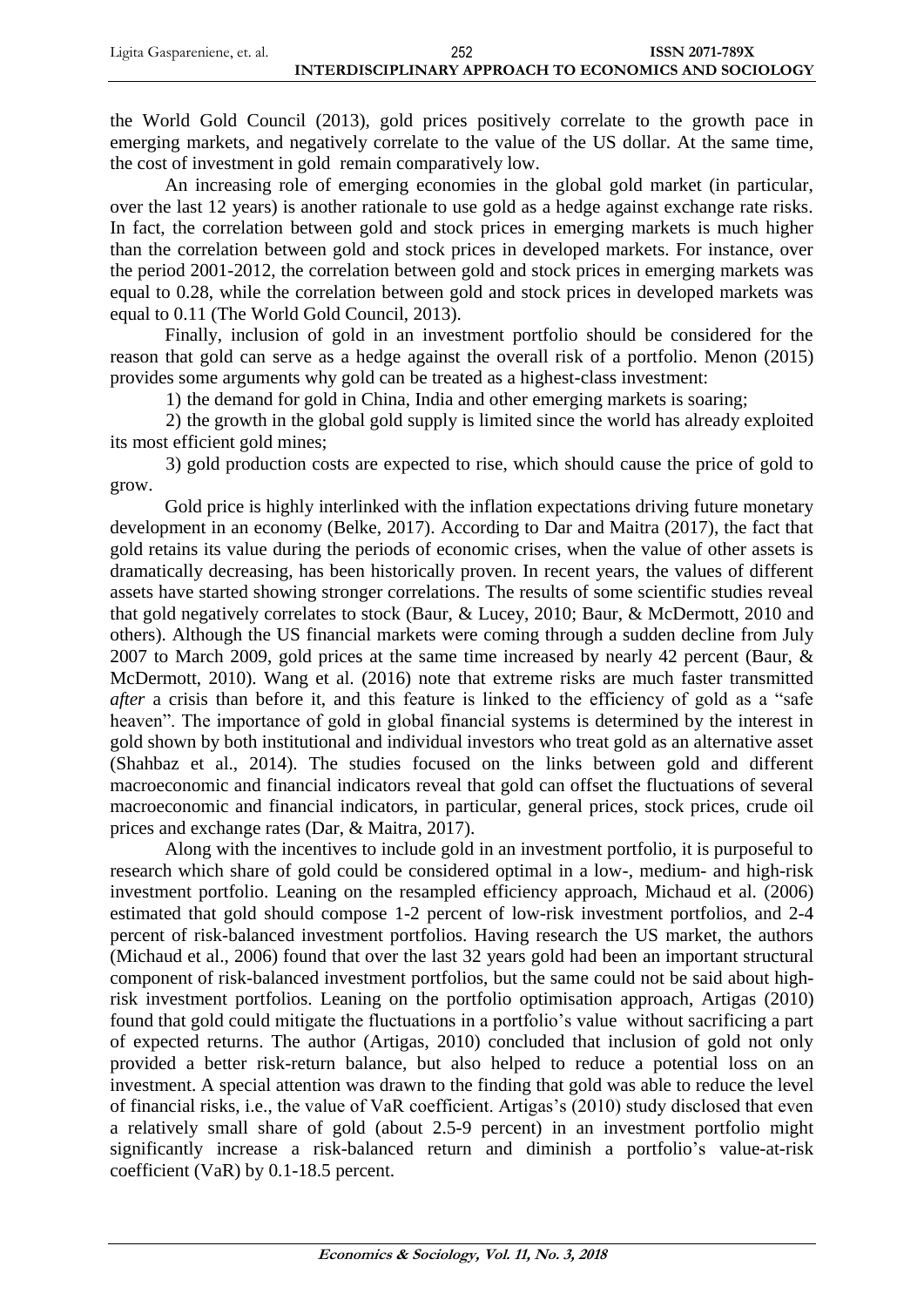the World Gold Council (2013), gold prices positively correlate to the growth pace in emerging markets, and negatively correlate to the value of the US dollar. At the same time, the cost of investment in gold remain comparatively low.

An increasing role of emerging economies in the global gold market (in particular, over the last 12 years) is another rationale to use gold as a hedge against exchange rate risks. In fact, the correlation between gold and stock prices in emerging markets is much higher than the correlation between gold and stock prices in developed markets. For instance, over the period 2001-2012, the correlation between gold and stock prices in emerging markets was equal to 0.28, while the correlation between gold and stock prices in developed markets was equal to 0.11 (The World Gold Council, 2013).

Finally, inclusion of gold in an investment portfolio should be considered for the reason that gold can serve as a hedge against the overall risk of a portfolio. Menon (2015) provides some arguments why gold can be treated as a highest-class investment:

1) the demand for gold in China, India and other emerging markets is soaring;

2) the growth in the global gold supply is limited since the world has already exploited its most efficient gold mines;

3) gold production costs are expected to rise, which should cause the price of gold to grow.

Gold price is highly interlinked with the inflation expectations driving future monetary development in an economy (Belke, 2017). According to Dar and Maitra (2017), the fact that gold retains its value during the periods of economic crises, when the value of other assets is dramatically decreasing, has been historically proven. In recent years, the values of different assets have started showing stronger correlations. The results of some scientific studies reveal that gold negatively correlates to stock (Baur, & Lucey, 2010; Baur, & McDermott, 2010 and others). Although the US financial markets were coming through a sudden decline from July 2007 to March 2009, gold prices at the same time increased by nearly 42 percent (Baur, & McDermott, 2010). Wang et al. (2016) note that extreme risks are much faster transmitted *after* a crisis than before it, and this feature is linked to the efficiency of gold as a "safe heaven". The importance of gold in global financial systems is determined by the interest in gold shown by both institutional and individual investors who treat gold as an alternative asset (Shahbaz et al., 2014). The studies focused on the links between gold and different macroeconomic and financial indicators reveal that gold can offset the fluctuations of several macroeconomic and financial indicators, in particular, general prices, stock prices, crude oil prices and exchange rates (Dar, & Maitra, 2017).

Along with the incentives to include gold in an investment portfolio, it is purposeful to research which share of gold could be considered optimal in a low-, medium- and high-risk investment portfolio. Leaning on the resampled efficiency approach, Michaud et al. (2006) estimated that gold should compose 1-2 percent of low-risk investment portfolios, and 2-4 percent of risk-balanced investment portfolios. Having research the US market, the authors (Michaud et al., 2006) found that over the last 32 years gold had been an important structural component of risk-balanced investment portfolios, but the same could not be said about high-risk investment portfolios. Leaning on the portfolio optimisation approach, Artigas (2010) found that gold could mitigate the fluctuations in a portfolio's value without sacrificing a part of expected returns. The author (Artigas, 2010) concluded that inclusion of gold not only provided a better risk-return balance, but also helped to reduce a potential loss on an investment. A special attention was drawn to the finding that gold was able to reduce the level of financial risks, i.e., the value of VaR coefficient. Artigas's (2010) study disclosed that even a relatively small share of gold (about 2.5-9 percent) in an investment portfolio might significantly increase a risk-balanced return and diminish a portfolio's value-at-risk coefficient (VaR) by 0.1-18.5 percent.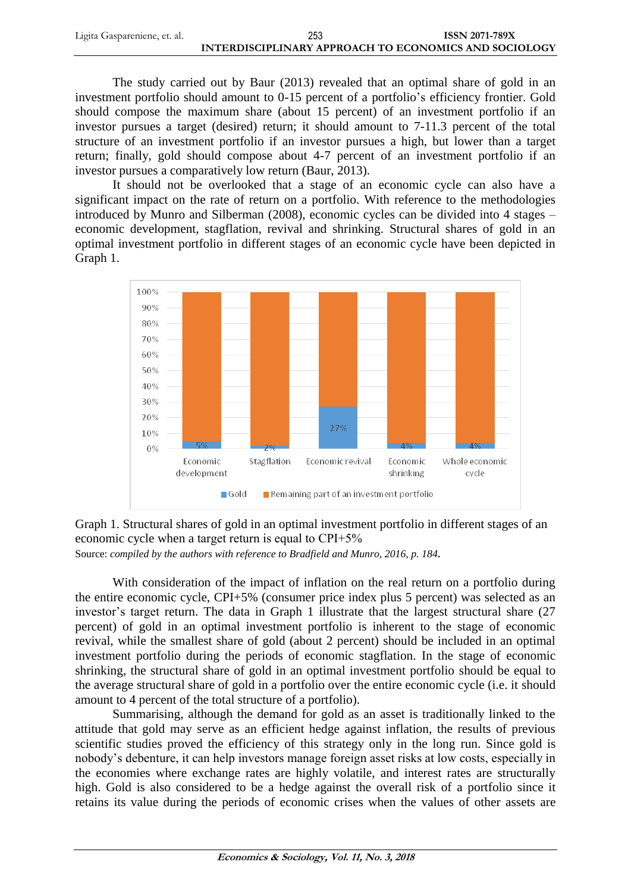The study carried out by Baur (2013) revealed that an optimal share of gold in an investment portfolio should amount to 0-15 percent of a portfolio's efficiency frontier. Gold should compose the maximum share (about 15 percent) of an investment portfolio if an investor pursues a target (desired) return; it should amount to 7-11.3 percent of the total structure of an investment portfolio if an investor pursues a high, but lower than a target return; finally, gold should compose about 4-7 percent of an investment portfolio if an investor pursues a comparatively low return (Baur, 2013).

It should not be overlooked that a stage of an economic cycle can also have a significant impact on the rate of return on a portfolio. With reference to the methodologies introduced by Munro and Silberman (2008), economic cycles can be divided into 4 stages – economic development, stagflation, revival and shrinking. Structural shares of gold in an optimal investment portfolio in different stages of an economic cycle have been depicted in Graph 1.

| | Economic development | Stagflation | Economic revival | Economic shrinking | Whole economic cycle |
|---|---|---|---|---|---|
| Gold | 5% | 2% | 27% | 4% | 4% |

Graph 1. Structural shares of gold in an optimal investment portfolio in different stages of an economic cycle when a target return is equal to CPI+5%

Source: *compiled by the authors with reference to Bradfield and Munro, 2016, p. 184*.

With consideration of the impact of inflation on the real return on a portfolio during the entire economic cycle, CPI+5% (consumer price index plus 5 percent) was selected as an investor's target return. The data in Graph 1 illustrate that the largest structural share (27 percent) of gold in an optimal investment portfolio is inherent to the stage of economic revival, while the smallest share of gold (about 2 percent) should be included in an optimal investment portfolio during the periods of economic stagflation. In the stage of economic shrinking, the structural share of gold in an optimal investment portfolio should be equal to the average structural share of gold in a portfolio over the entire economic cycle (i.e. it should amount to 4 percent of the total structure of a portfolio).

Summarising, although the demand for gold as an asset is traditionally linked to the attitude that gold may serve as an efficient hedge against inflation, the results of previous scientific studies proved the efficiency of this strategy only in the long run. Since gold is nobody's debenture, it can help investors manage foreign asset risks at low costs, especially in the economies where exchange rates are highly volatile, and interest rates are structurally high. Gold is also considered to be a hedge against the overall risk of a portfolio since it retains its value during the periods of economic crises when the values of other assets are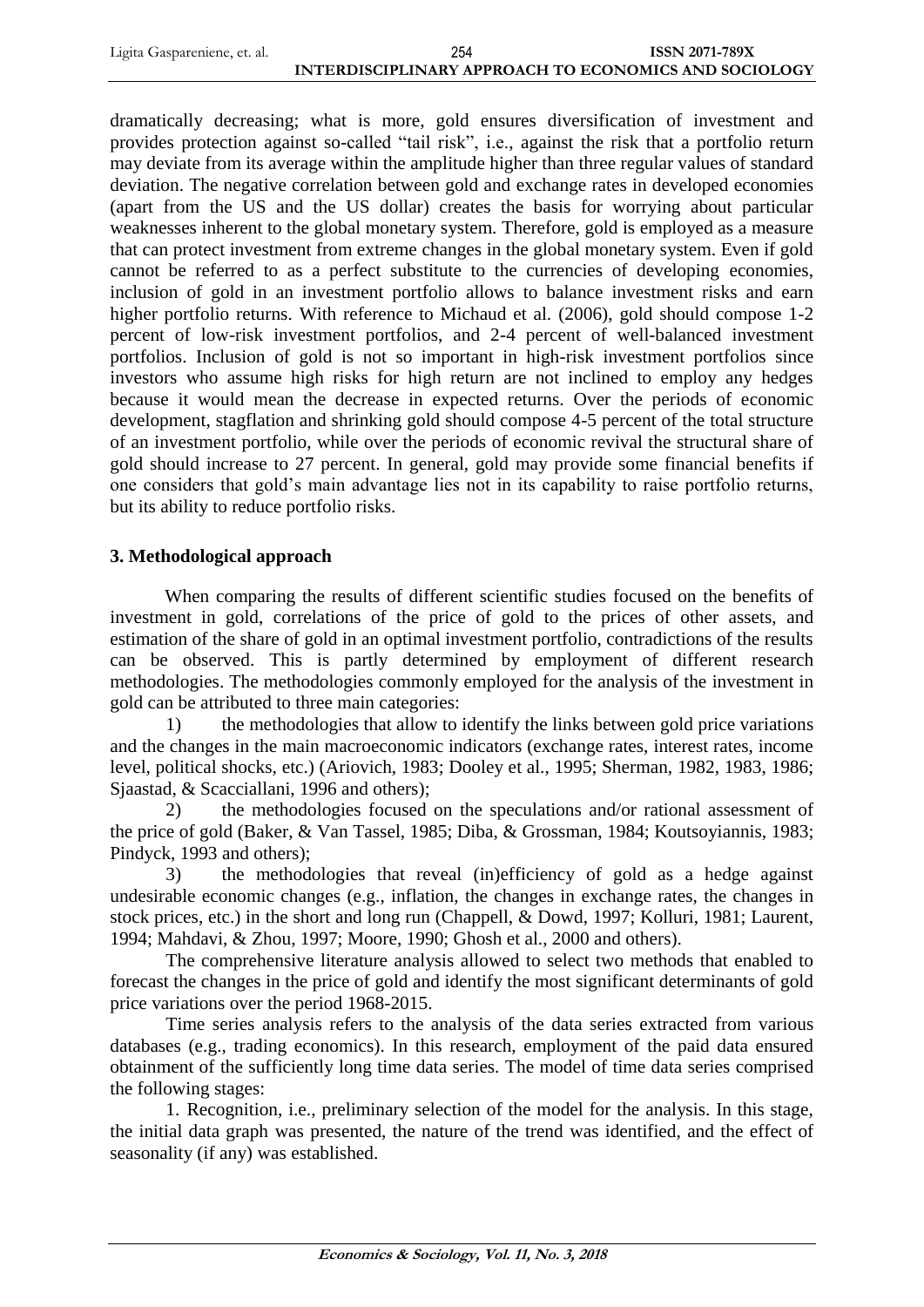dramatically decreasing; what is more, gold ensures diversification of investment and provides protection against so-called "tail risk", i.e., against the risk that a portfolio return may deviate from its average within the amplitude higher than three regular values of standard deviation. The negative correlation between gold and exchange rates in developed economies (apart from the US and the US dollar) creates the basis for worrying about particular weaknesses inherent to the global monetary system. Therefore, gold is employed as a measure that can protect investment from extreme changes in the global monetary system. Even if gold cannot be referred to as a perfect substitute to the currencies of developing economies, inclusion of gold in an investment portfolio allows to balance investment risks and earn higher portfolio returns. With reference to Michaud et al. (2006), gold should compose 1-2 percent of low-risk investment portfolios, and 2-4 percent of well-balanced investment portfolios. Inclusion of gold is not so important in high-risk investment portfolios since investors who assume high risks for high return are not inclined to employ any hedges because it would mean the decrease in expected returns. Over the periods of economic development, stagflation and shrinking gold should compose 4-5 percent of the total structure of an investment portfolio, while over the periods of economic revival the structural share of gold should increase to 27 percent. In general, gold may provide some financial benefits if one considers that gold's main advantage lies not in its capability to raise portfolio returns, but its ability to reduce portfolio risks.

## 3. Methodological approach

When comparing the results of different scientific studies focused on the benefits of investment in gold, correlations of the price of gold to the prices of other assets, and estimation of the share of gold in an optimal investment portfolio, contradictions of the results can be observed. This is partly determined by employment of different research methodologies. The methodologies commonly employed for the analysis of the investment in gold can be attributed to three main categories:

1) the methodologies that allow to identify the links between gold price variations and the changes in the main macroeconomic indicators (exchange rates, interest rates, income level, political shocks, etc.) (Ariovich, 1983; Dooley et al., 1995; Sherman, 1982, 1983, 1986; Sjaastad, & Scacciallani, 1996 and others);

2) the methodologies focused on the speculations and/or rational assessment of the price of gold (Baker, & Van Tassel, 1985; Diba, & Grossman, 1984; Koutsoyiannis, 1983; Pindyck, 1993 and others);

3) the methodologies that reveal (in)efficiency of gold as a hedge against undesirable economic changes (e.g., inflation, the changes in exchange rates, the changes in stock prices, etc.) in the short and long run (Chappell, & Dowd, 1997; Kolluri, 1981; Laurent, 1994; Mahdavi, & Zhou, 1997; Moore, 1990; Ghosh et al., 2000 and others).

The comprehensive literature analysis allowed to select two methods that enabled to forecast the changes in the price of gold and identify the most significant determinants of gold price variations over the period 1968-2015.

Time series analysis refers to the analysis of the data series extracted from various databases (e.g., trading economics). In this research, employment of the paid data ensured obtainment of the sufficiently long time data series. The model of time data series comprised the following stages:

1. Recognition, i.e., preliminary selection of the model for the analysis. In this stage, the initial data graph was presented, the nature of the trend was identified, and the effect of seasonality (if any) was established.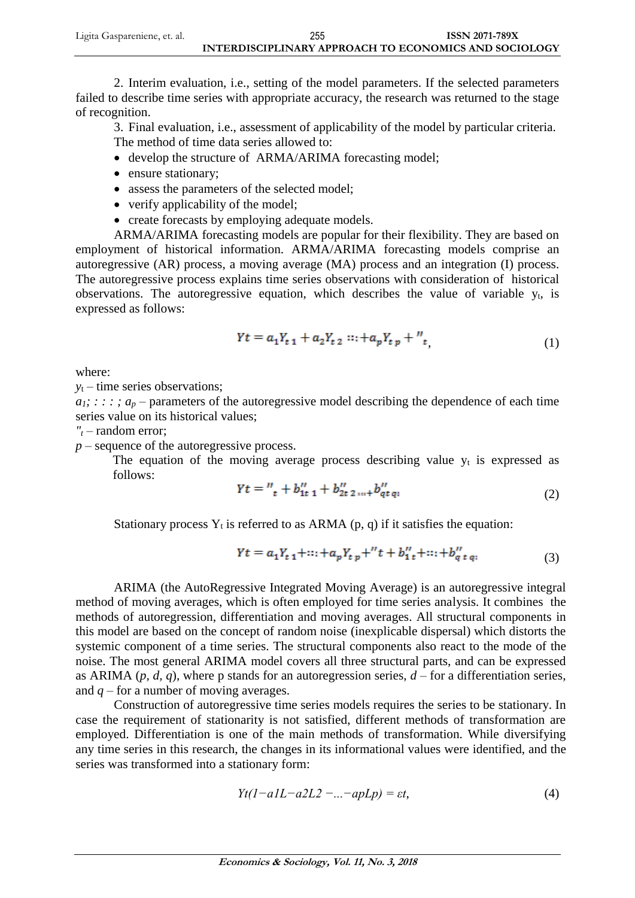2. Interim evaluation, i.e., setting of the model parameters. If the selected parameters failed to describe time series with appropriate accuracy, the research was returned to the stage of recognition.

3. Final evaluation, i.e., assessment of applicability of the model by particular criteria.

The method of time data series allowed to:

- develop the structure of ARMA/ARIMA forecasting model;
- ensure stationary;
- assess the parameters of the selected model;
- verify applicability of the model;
- create forecasts by employing adequate models.

ARMA/ARIMA forecasting models are popular for their flexibility. They are based on employment of historical information. ARMA/ARIMA forecasting models comprise an autoregressive (AR) process, a moving average (MA) process and an integration (I) process. The autoregressive process explains time series observations with consideration of historical observations. The autoregressive equation, which describes the value of variable $y_t$, is expressed as follows:

$$Yt = a_1 Y_{t\ 1} + a_2 Y_{t\ 2} ::: + a_p Y_{t\ p} + {}''_t, \tag{1}$$

where:

$y_t$ – time series observations;

$a_1; : : : ; a_p$ – parameters of the autoregressive model describing the dependence of each time series value on its historical values;

$''_t$ – random error;

$p$ – sequence of the autoregressive process.

The equation of the moving average process describing value $y_t$ is expressed as follows:

$$Yt = {}''_t + b''_{1t\ 1} + b''_{2t\ 2\ :::+} b''_{qt\ q:} \tag{2}$$

Stationary process $Y_t$ is referred to as ARMA (p, q) if it satisfies the equation:

$$Yt = a_1 Y_{t\ 1} + ::: + a_p Y_{t\ p} + {}''t + b''_{1\ t} + ::: + b''_{q\ t\ q:} \tag{3}$$

ARIMA (the AutoRegressive Integrated Moving Average) is an autoregressive integral method of moving averages, which is often employed for time series analysis. It combines the methods of autoregression, differentiation and moving averages. All structural components in this model are based on the concept of random noise (inexplicable dispersal) which distorts the systemic component of a time series. The structural components also react to the mode of the noise. The most general ARIMA model covers all three structural parts, and can be expressed as ARIMA ($p$, $d$, $q$), where p stands for an autoregression series, $d$ – for a differentiation series, and $q$ – for a number of moving averages.

Construction of autoregressive time series models requires the series to be stationary. In case the requirement of stationarity is not satisfied, different methods of transformation are employed. Differentiation is one of the main methods of transformation. While diversifying any time series in this research, the changes in its informational values were identified, and the series was transformed into a stationary form:

$$Yt(1-a1L-a2L2-...-apLp) = \varepsilon t, \tag{4}$$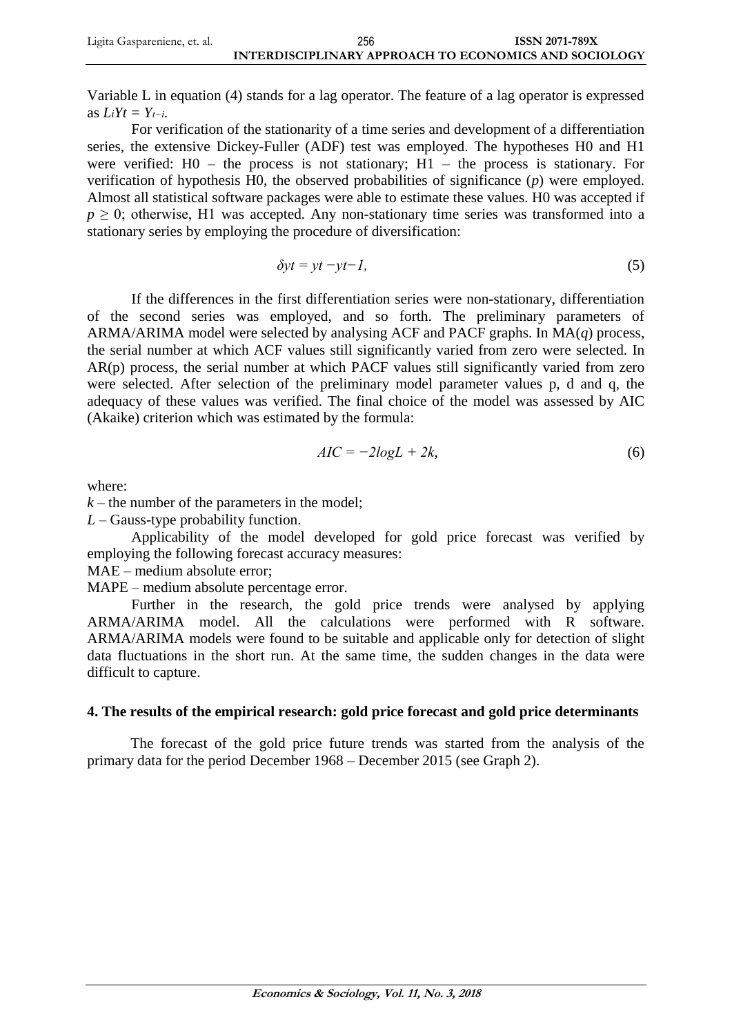Variable L in equation (4) stands for a lag operator. The feature of a lag operator is expressed as $L_iYt = Y_{t-i}$.

For verification of the stationarity of a time series and development of a differentiation series, the extensive Dickey-Fuller (ADF) test was employed. The hypotheses H0 and H1 were verified: H0 – the process is not stationary; H1 – the process is stationary. For verification of hypothesis H0, the observed probabilities of significance ($p$) were employed. Almost all statistical software packages were able to estimate these values. H0 was accepted if $p \geq 0$; otherwise, H1 was accepted. Any non-stationary time series was transformed into a stationary series by employing the procedure of diversification:

$$\delta yt = yt - yt-1, \tag{5}$$

If the differences in the first differentiation series were non-stationary, differentiation of the second series was employed, and so forth. The preliminary parameters of ARMA/ARIMA model were selected by analysing ACF and PACF graphs. In MA($q$) process, the serial number at which ACF values still significantly varied from zero were selected. In AR(p) process, the serial number at which PACF values still significantly varied from zero were selected. After selection of the preliminary model parameter values p, d and q, the adequacy of these values was verified. The final choice of the model was assessed by AIC (Akaike) criterion which was estimated by the formula:

$$AIC = -2logL + 2k, \tag{6}$$

where:

$k$ – the number of the parameters in the model;

$L$ – Gauss-type probability function.

Applicability of the model developed for gold price forecast was verified by employing the following forecast accuracy measures:

MAE – medium absolute error;

MAPE – medium absolute percentage error.

Further in the research, the gold price trends were analysed by applying ARMA/ARIMA model. All the calculations were performed with R software. ARMA/ARIMA models were found to be suitable and applicable only for detection of slight data fluctuations in the short run. At the same time, the sudden changes in the data were difficult to capture.

## 4. The results of the empirical research: gold price forecast and gold price determinants

The forecast of the gold price future trends was started from the analysis of the primary data for the period December 1968 – December 2015 (see Graph 2).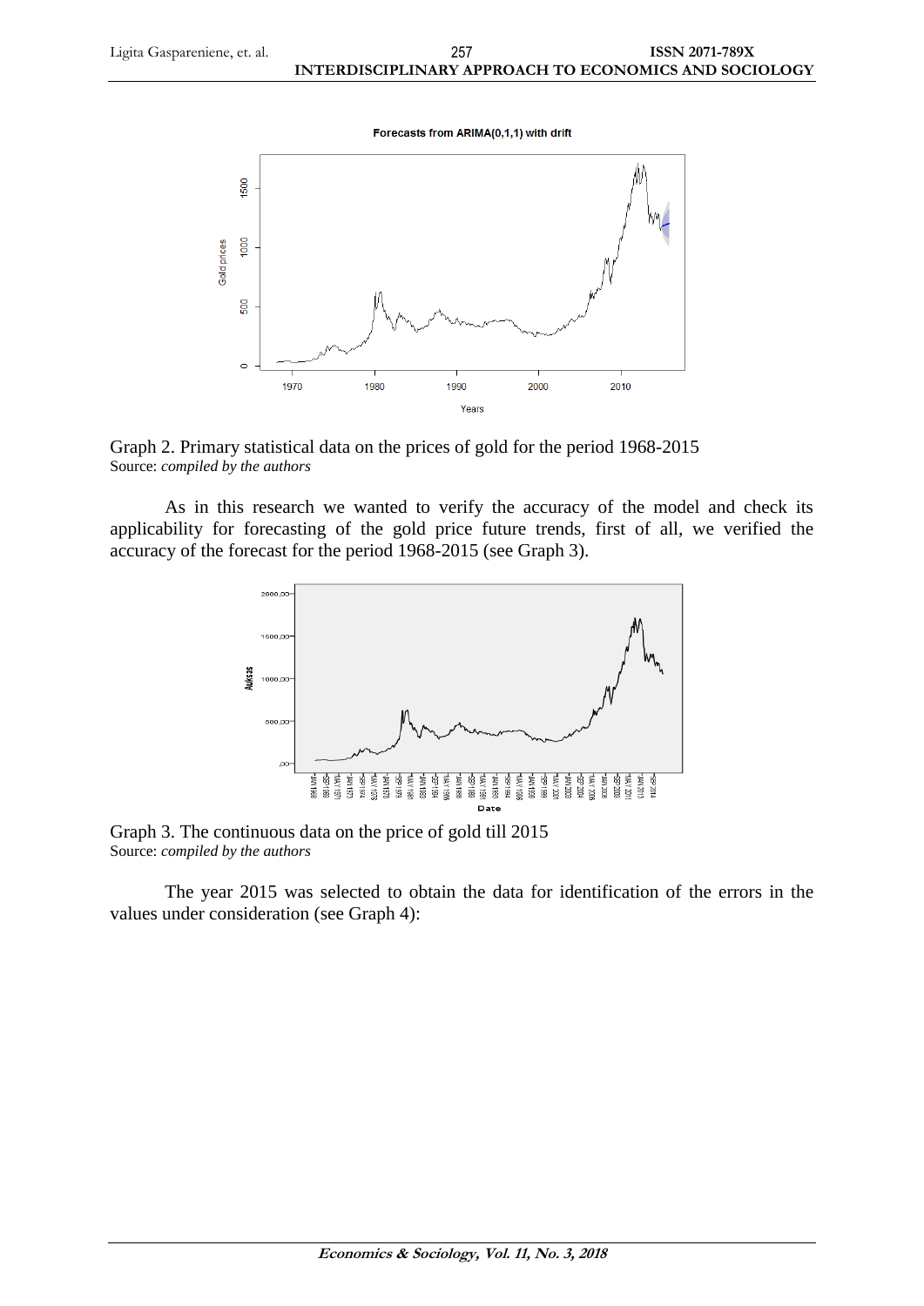Graph 2. Primary statistical data on the prices of gold for the period 1968-2015
Source: *compiled by the authors*

As in this research we wanted to verify the accuracy of the model and check its applicability for forecasting of the gold price future trends, first of all, we verified the accuracy of the forecast for the period 1968-2015 (see Graph 3).

Graph 3. The continuous data on the price of gold till 2015
Source: *compiled by the authors*

The year 2015 was selected to obtain the data for identification of the errors in the values under consideration (see Graph 4):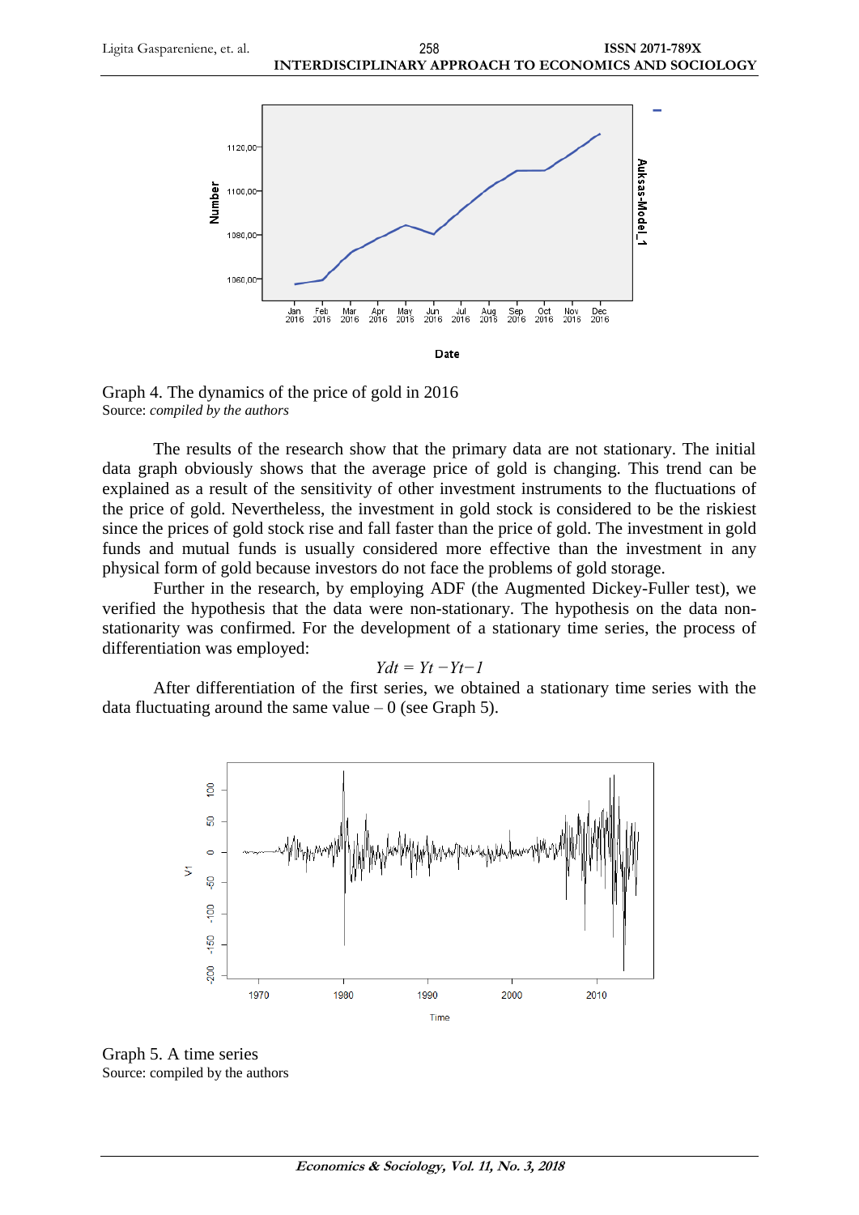Graph 4. The dynamics of the price of gold in 2016
Source: *compiled by the authors*

The results of the research show that the primary data are not stationary. The initial data graph obviously shows that the average price of gold is changing. This trend can be explained as a result of the sensitivity of other investment instruments to the fluctuations of the price of gold. Nevertheless, the investment in gold stock is considered to be the riskiest since the prices of gold stock rise and fall faster than the price of gold. The investment in gold funds and mutual funds is usually considered more effective than the investment in any physical form of gold because investors do not face the problems of gold storage.

Further in the research, by employing ADF (the Augmented Dickey-Fuller test), we verified the hypothesis that the data were non-stationary. The hypothesis on the data non-stationarity was confirmed. For the development of a stationary time series, the process of differentiation was employed:

$$Ydt = Yt - Yt{-}1$$

After differentiation of the first series, we obtained a stationary time series with the data fluctuating around the same value – 0 (see Graph 5).

Graph 5. A time series
Source: compiled by the authors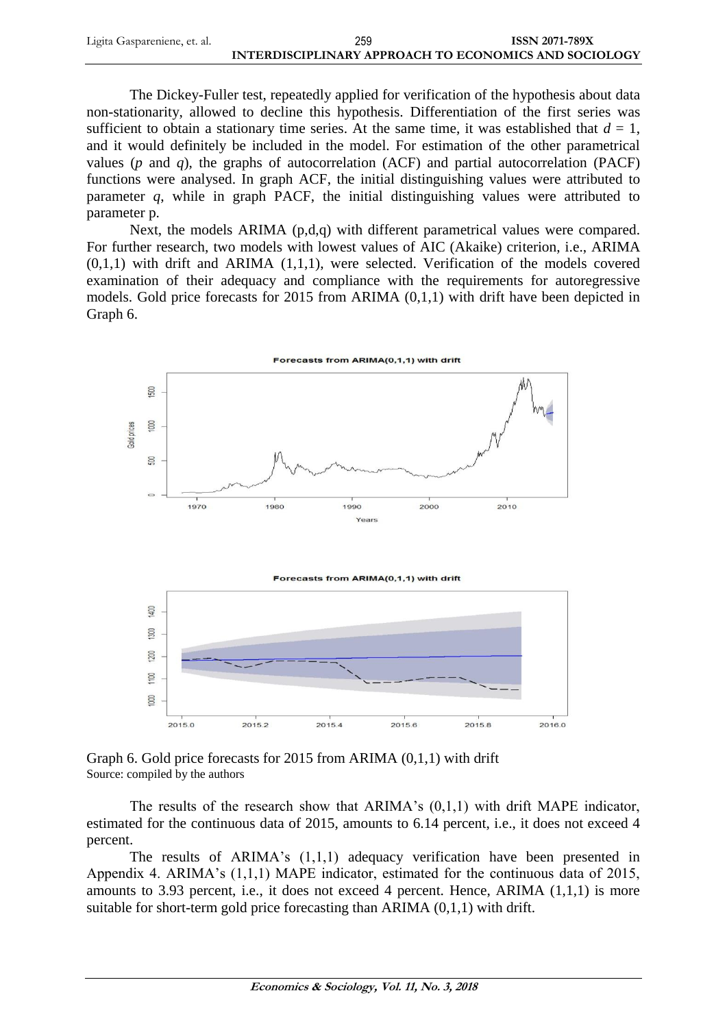The Dickey-Fuller test, repeatedly applied for verification of the hypothesis about data non-stationarity, allowed to decline this hypothesis. Differentiation of the first series was sufficient to obtain a stationary time series. At the same time, it was established that $d = 1$, and it would definitely be included in the model. For estimation of the other parametrical values ($p$ and $q$), the graphs of autocorrelation (ACF) and partial autocorrelation (PACF) functions were analysed. In graph ACF, the initial distinguishing values were attributed to parameter $q$, while in graph PACF, the initial distinguishing values were attributed to parameter p.

Next, the models ARIMA (p,d,q) with different parametrical values were compared. For further research, two models with lowest values of AIC (Akaike) criterion, i.e., ARIMA (0,1,1) with drift and ARIMA (1,1,1), were selected. Verification of the models covered examination of their adequacy and compliance with the requirements for autoregressive models. Gold price forecasts for 2015 from ARIMA (0,1,1) with drift have been depicted in Graph 6.

Graph 6. Gold price forecasts for 2015 from ARIMA (0,1,1) with drift
Source: compiled by the authors

The results of the research show that ARIMA's (0,1,1) with drift MAPE indicator, estimated for the continuous data of 2015, amounts to 6.14 percent, i.e., it does not exceed 4 percent.

The results of ARIMA's (1,1,1) adequacy verification have been presented in Appendix 4. ARIMA's (1,1,1) MAPE indicator, estimated for the continuous data of 2015, amounts to 3.93 percent, i.e., it does not exceed 4 percent. Hence, ARIMA (1,1,1) is more suitable for short-term gold price forecasting than ARIMA (0,1,1) with drift.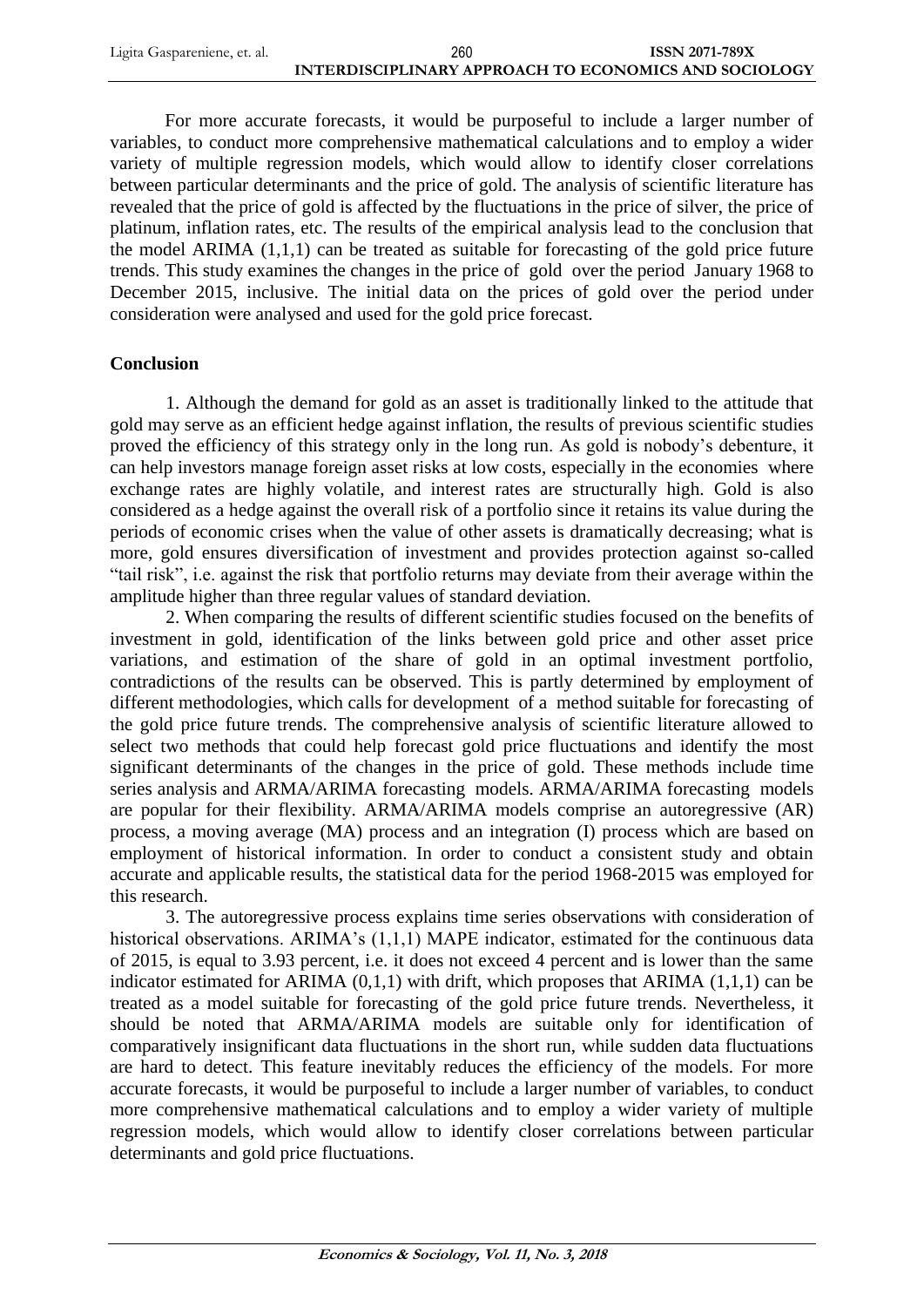For more accurate forecasts, it would be purposeful to include a larger number of variables, to conduct more comprehensive mathematical calculations and to employ a wider variety of multiple regression models, which would allow to identify closer correlations between particular determinants and the price of gold. The analysis of scientific literature has revealed that the price of gold is affected by the fluctuations in the price of silver, the price of platinum, inflation rates, etc. The results of the empirical analysis lead to the conclusion that the model ARIMA (1,1,1) can be treated as suitable for forecasting of the gold price future trends. This study examines the changes in the price of gold over the period January 1968 to December 2015, inclusive. The initial data on the prices of gold over the period under consideration were analysed and used for the gold price forecast.

## Conclusion

1. Although the demand for gold as an asset is traditionally linked to the attitude that gold may serve as an efficient hedge against inflation, the results of previous scientific studies proved the efficiency of this strategy only in the long run. As gold is nobody's debenture, it can help investors manage foreign asset risks at low costs, especially in the economies where exchange rates are highly volatile, and interest rates are structurally high. Gold is also considered as a hedge against the overall risk of a portfolio since it retains its value during the periods of economic crises when the value of other assets is dramatically decreasing; what is more, gold ensures diversification of investment and provides protection against so-called "tail risk", i.e. against the risk that portfolio returns may deviate from their average within the amplitude higher than three regular values of standard deviation.

2. When comparing the results of different scientific studies focused on the benefits of investment in gold, identification of the links between gold price and other asset price variations, and estimation of the share of gold in an optimal investment portfolio, contradictions of the results can be observed. This is partly determined by employment of different methodologies, which calls for development of a method suitable for forecasting of the gold price future trends. The comprehensive analysis of scientific literature allowed to select two methods that could help forecast gold price fluctuations and identify the most significant determinants of the changes in the price of gold. These methods include time series analysis and ARMA/ARIMA forecasting models. ARMA/ARIMA forecasting models are popular for their flexibility. ARMA/ARIMA models comprise an autoregressive (AR) process, a moving average (MA) process and an integration (I) process which are based on employment of historical information. In order to conduct a consistent study and obtain accurate and applicable results, the statistical data for the period 1968-2015 was employed for this research.

3. The autoregressive process explains time series observations with consideration of historical observations. ARIMA's (1,1,1) MAPE indicator, estimated for the continuous data of 2015, is equal to 3.93 percent, i.e. it does not exceed 4 percent and is lower than the same indicator estimated for ARIMA (0,1,1) with drift, which proposes that ARIMA (1,1,1) can be treated as a model suitable for forecasting of the gold price future trends. Nevertheless, it should be noted that ARMA/ARIMA models are suitable only for identification of comparatively insignificant data fluctuations in the short run, while sudden data fluctuations are hard to detect. This feature inevitably reduces the efficiency of the models. For more accurate forecasts, it would be purposeful to include a larger number of variables, to conduct more comprehensive mathematical calculations and to employ a wider variety of multiple regression models, which would allow to identify closer correlations between particular determinants and gold price fluctuations.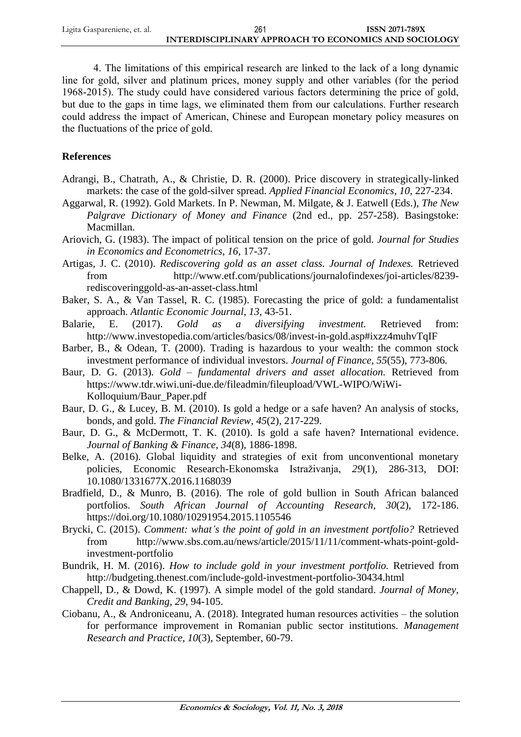4. The limitations of this empirical research are linked to the lack of a long dynamic line for gold, silver and platinum prices, money supply and other variables (for the period 1968-2015). The study could have considered various factors determining the price of gold, but due to the gaps in time lags, we eliminated them from our calculations. Further research could address the impact of American, Chinese and European monetary policy measures on the fluctuations of the price of gold.

## References

Adrangi, B., Chatrath, A., & Christie, D. R. (2000). Price discovery in strategically-linked markets: the case of the gold-silver spread. *Applied Financial Economics*, *10*, 227-234.

Aggarwal, R. (1992). Gold Markets. In P. Newman, M. Milgate, & J. Eatwell (Eds.), *The New Palgrave Dictionary of Money and Finance* (2nd ed., pp. 257-258). Basingstoke: Macmillan.

Ariovich, G. (1983). The impact of political tension on the price of gold. *Journal for Studies in Economics and Econometrics*, *16*, 17-37.

Artigas, J. C. (2010). *Rediscovering gold as an asset class. Journal of Indexes.* Retrieved from http://www.etf.com/publications/journalofindexes/joi-articles/8239-rediscoveringgold-as-an-asset-class.html

Baker, S. A., & Van Tassel, R. C. (1985). Forecasting the price of gold: a fundamentalist approach. *Atlantic Economic Journal*, *13*, 43-51.

Balarie, E. (2017). *Gold as a diversifying investment.* Retrieved from: http://www.investopedia.com/articles/basics/08/invest-in-gold.asp#ixzz4muhvTqIF

Barber, B., & Odean, T. (2000). Trading is hazardous to your wealth: the common stock investment performance of individual investors. *Journal of Finance*, *55*(55), 773-806.

Baur, D. G. (2013). *Gold – fundamental drivers and asset allocation.* Retrieved from https://www.tdr.wiwi.uni-due.de/fileadmin/fileupload/VWL-WIPO/WiWi-Kolloquium/Baur_Paper.pdf

Baur, D. G., & Lucey, B. M. (2010). Is gold a hedge or a safe haven? An analysis of stocks, bonds, and gold. *The Financial Review*, *45*(2), 217-229.

Baur, D. G., & McDermott, T. K. (2010). Is gold a safe haven? International evidence. *Journal of Banking & Finance*, *34*(8), 1886-1898.

Belke, A. (2016). Global liquidity and strategies of exit from unconventional monetary policies, Economic Research-Ekonomska Istraživanja, *29*(1), 286-313, DOI: 10.1080/1331677X.2016.1168039

Bradfield, D., & Munro, B. (2016). The role of gold bullion in South African balanced portfolios. *South African Journal of Accounting Research*, *30*(2), 172-186. https://doi.org/10.1080/10291954.2015.1105546

Brycki, C. (2015). *Comment: what's the point of gold in an investment portfolio?* Retrieved from http://www.sbs.com.au/news/article/2015/11/11/comment-whats-point-gold-investment-portfolio

Bundrik, H. M. (2016). *How to include gold in your investment portfolio.* Retrieved from http://budgeting.thenest.com/include-gold-investment-portfolio-30434.html

Chappell, D., & Dowd, K. (1997). A simple model of the gold standard. *Journal of Money, Credit and Banking*, *29*, 94-105.

Ciobanu, A., & Androniceanu, A. (2018). Integrated human resources activities – the solution for performance improvement in Romanian public sector institutions. *Management Research and Practice*, *10*(3), September, 60-79.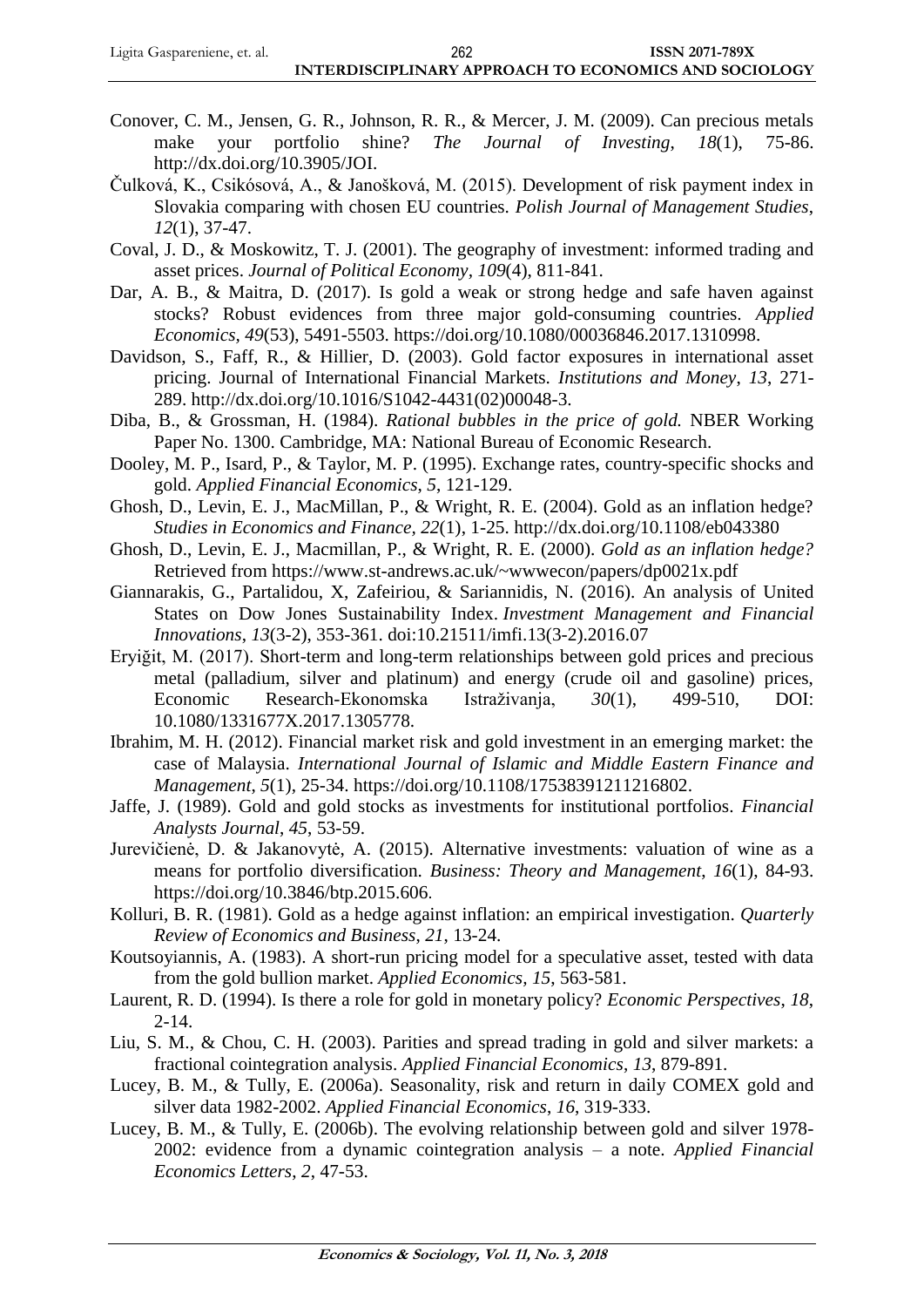Conover, C. M., Jensen, G. R., Johnson, R. R., & Mercer, J. M. (2009). Can precious metals make your portfolio shine? *The Journal of Investing*, *18*(1), 75-86. http://dx.doi.org/10.3905/JOI.

Čulková, K., Csikósová, A., & Janošková, M. (2015). Development of risk payment index in Slovakia comparing with chosen EU countries. *Polish Journal of Management Studies*, *12*(1), 37-47.

Coval, J. D., & Moskowitz, T. J. (2001). The geography of investment: informed trading and asset prices. *Journal of Political Economy*, *109*(4), 811-841.

Dar, A. B., & Maitra, D. (2017). Is gold a weak or strong hedge and safe haven against stocks? Robust evidences from three major gold-consuming countries. *Applied Economics*, *49*(53), 5491-5503. https://doi.org/10.1080/00036846.2017.1310998.

Davidson, S., Faff, R., & Hillier, D. (2003). Gold factor exposures in international asset pricing. Journal of International Financial Markets. *Institutions and Money*, *13*, 271-289. http://dx.doi.org/10.1016/S1042-4431(02)00048-3.

Diba, B., & Grossman, H. (1984). *Rational bubbles in the price of gold.* NBER Working Paper No. 1300. Cambridge, MA: National Bureau of Economic Research.

Dooley, M. P., Isard, P., & Taylor, M. P. (1995). Exchange rates, country-specific shocks and gold. *Applied Financial Economics*, *5*, 121-129.

Ghosh, D., Levin, E. J., MacMillan, P., & Wright, R. E. (2004). Gold as an inflation hedge? *Studies in Economics and Finance*, *22*(1), 1-25. http://dx.doi.org/10.1108/eb043380

Ghosh, D., Levin, E. J., Macmillan, P., & Wright, R. E. (2000). *Gold as an inflation hedge?* Retrieved from https://www.st-andrews.ac.uk/~wwwecon/papers/dp0021x.pdf

Giannarakis, G., Partalidou, X, Zafeiriou, & Sariannidis, N. (2016). An analysis of United States on Dow Jones Sustainability Index. *Investment Management and Financial Innovations*, *13*(3-2), 353-361. doi:10.21511/imfi.13(3-2).2016.07

Eryiğit, M. (2017). Short-term and long-term relationships between gold prices and precious metal (palladium, silver and platinum) and energy (crude oil and gasoline) prices, Economic Research-Ekonomska Istraživanja, *30*(1), 499-510, DOI: 10.1080/1331677X.2017.1305778.

Ibrahim, M. H. (2012). Financial market risk and gold investment in an emerging market: the case of Malaysia. *International Journal of Islamic and Middle Eastern Finance and Management*, *5*(1), 25-34. https://doi.org/10.1108/17538391211216802.

Jaffe, J. (1989). Gold and gold stocks as investments for institutional portfolios. *Financial Analysts Journal*, *45*, 53-59.

Jurevičienė, D. & Jakanovytė, A. (2015). Alternative investments: valuation of wine as a means for portfolio diversification. *Business: Theory and Management*, *16*(1), 84-93. https://doi.org/10.3846/btp.2015.606.

Kolluri, B. R. (1981). Gold as a hedge against inflation: an empirical investigation. *Quarterly Review of Economics and Business*, *21*, 13-24.

Koutsoyiannis, A. (1983). A short-run pricing model for a speculative asset, tested with data from the gold bullion market. *Applied Economics*, *15*, 563-581.

Laurent, R. D. (1994). Is there a role for gold in monetary policy? *Economic Perspectives*, *18*, 2-14.

Liu, S. M., & Chou, C. H. (2003). Parities and spread trading in gold and silver markets: a fractional cointegration analysis. *Applied Financial Economics*, *13*, 879-891.

Lucey, B. M., & Tully, E. (2006a). Seasonality, risk and return in daily COMEX gold and silver data 1982-2002. *Applied Financial Economics*, *16*, 319-333.

Lucey, B. M., & Tully, E. (2006b). The evolving relationship between gold and silver 1978-2002: evidence from a dynamic cointegration analysis – a note. *Applied Financial Economics Letters*, *2*, 47-53.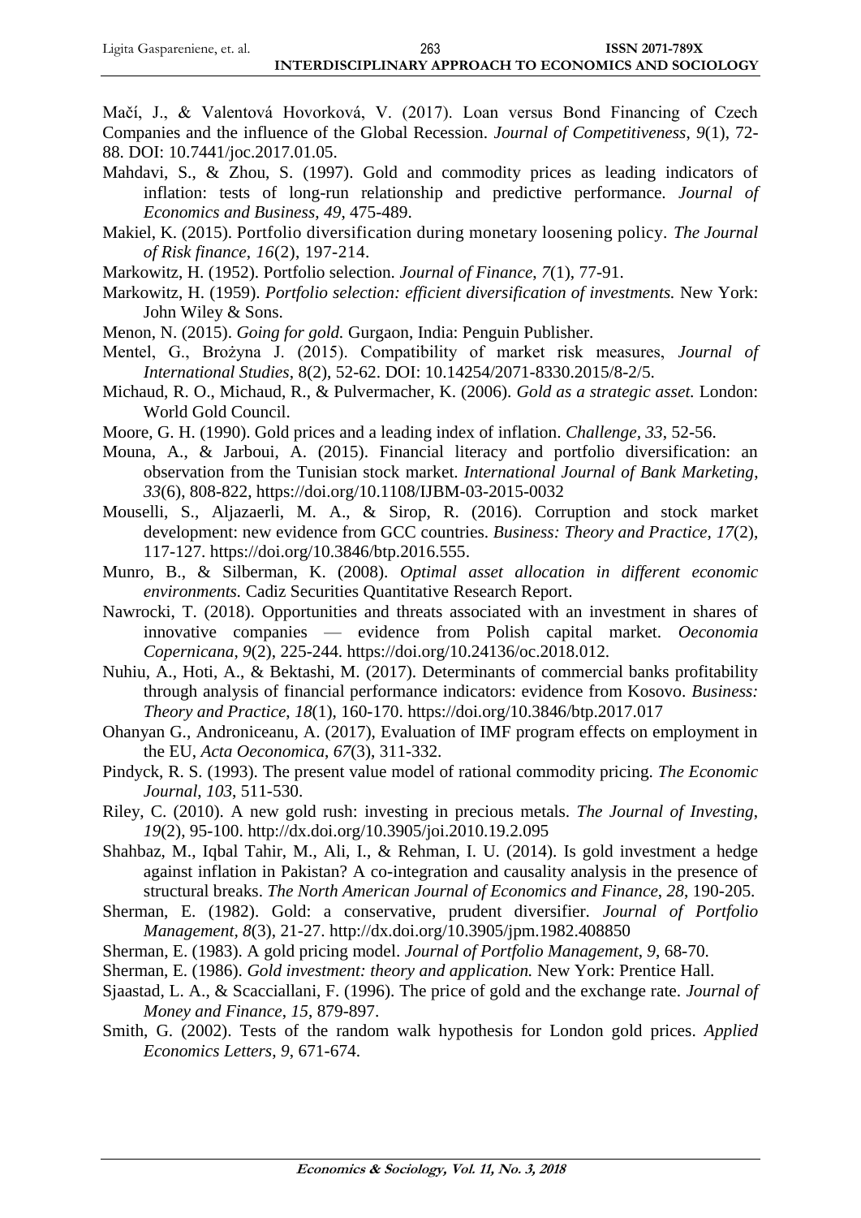Mačí, J., & Valentová Hovorková, V. (2017). Loan versus Bond Financing of Czech Companies and the influence of the Global Recession. *Journal of Competitiveness*, *9*(1), 72-88. DOI: 10.7441/joc.2017.01.05.

Mahdavi, S., & Zhou, S. (1997). Gold and commodity prices as leading indicators of inflation: tests of long-run relationship and predictive performance. *Journal of Economics and Business*, *49*, 475-489.

Makiel, K. (2015). Portfolio diversification during monetary loosening policy. *The Journal of Risk finance*, *16*(2), 197-214.

Markowitz, H. (1952). Portfolio selection. *Journal of Finance*, *7*(1), 77-91.

Markowitz, H. (1959). *Portfolio selection: efficient diversification of investments.* New York: John Wiley & Sons.

Menon, N. (2015). *Going for gold.* Gurgaon, India: Penguin Publisher.

Mentel, G., Brożyna J. (2015). Compatibility of market risk measures, *Journal of International Studies*, 8(2), 52-62. DOI: 10.14254/2071-8330.2015/8-2/5.

Michaud, R. O., Michaud, R., & Pulvermacher, K. (2006). *Gold as a strategic asset.* London: World Gold Council.

Moore, G. H. (1990). Gold prices and a leading index of inflation. *Challenge, 33*, 52-56.

Mouna, A., & Jarboui, A. (2015). Financial literacy and portfolio diversification: an observation from the Tunisian stock market. *International Journal of Bank Marketing*, *33*(6), 808-822, https://doi.org/10.1108/IJBM-03-2015-0032

Mouselli, S., Aljazaerli, M. A., & Sirop, R. (2016). Corruption and stock market development: new evidence from GCC countries. *Business: Theory and Practice, 17*(2), 117-127. https://doi.org/10.3846/btp.2016.555.

Munro, B., & Silberman, K. (2008). *Optimal asset allocation in different economic environments.* Cadiz Securities Quantitative Research Report.

Nawrocki, T. (2018). Opportunities and threats associated with an investment in shares of innovative companies — evidence from Polish capital market. *Oeconomia Copernicana*, *9*(2), 225-244. https://doi.org/10.24136/oc.2018.012.

Nuhiu, A., Hoti, A., & Bektashi, M. (2017). Determinants of commercial banks profitability through analysis of financial performance indicators: evidence from Kosovo. *Business: Theory and Practice*, *18*(1), 160-170. https://doi.org/10.3846/btp.2017.017

Ohanyan G., Androniceanu, A. (2017), Evaluation of IMF program effects on employment in the EU, *Acta Oeconomica*, *67*(3), 311-332.

Pindyck, R. S. (1993). The present value model of rational commodity pricing. *The Economic Journal*, *103*, 511-530.

Riley, C. (2010). A new gold rush: investing in precious metals. *The Journal of Investing*, *19*(2), 95-100. http://dx.doi.org/10.3905/joi.2010.19.2.095

Shahbaz, M., Iqbal Tahir, M., Ali, I., & Rehman, I. U. (2014). Is gold investment a hedge against inflation in Pakistan? A co-integration and causality analysis in the presence of structural breaks. *The North American Journal of Economics and Finance, 28*, 190-205.

Sherman, E. (1982). Gold: a conservative, prudent diversifier. *Journal of Portfolio Management*, *8*(3), 21-27. http://dx.doi.org/10.3905/jpm.1982.408850

Sherman, E. (1983). A gold pricing model. *Journal of Portfolio Management*, *9*, 68-70.

Sherman, E. (1986). *Gold investment: theory and application.* New York: Prentice Hall.

Sjaastad, L. A., & Scacciallani, F. (1996). The price of gold and the exchange rate. *Journal of Money and Finance*, *15*, 879-897.

Smith, G. (2002). Tests of the random walk hypothesis for London gold prices. *Applied Economics Letters*, *9*, 671-674.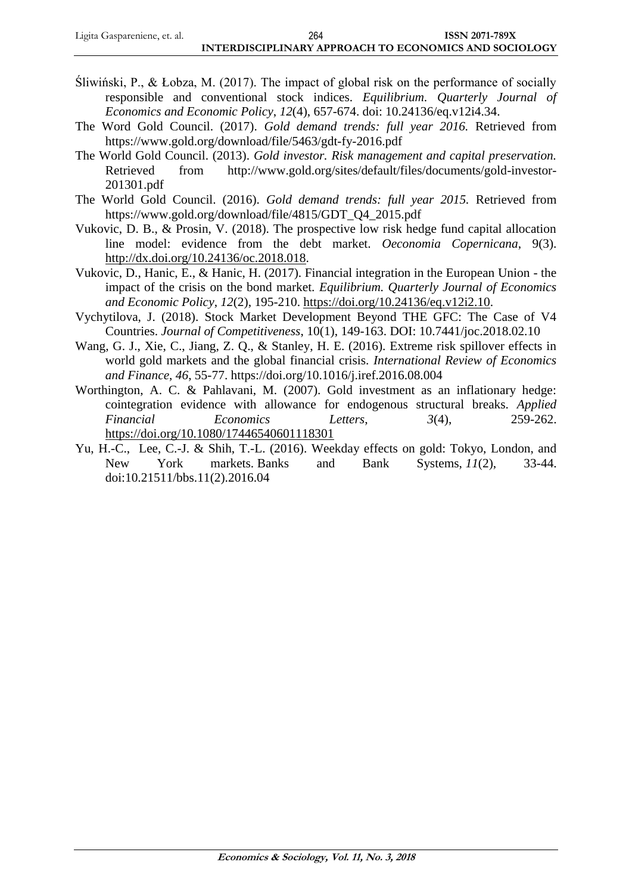Śliwiński, P., & Łobza, M. (2017). The impact of global risk on the performance of socially responsible and conventional stock indices. *Equilibrium. Quarterly Journal of Economics and Economic Policy*, *12*(4), 657-674. doi: 10.24136/eq.v12i4.34.

The Word Gold Council. (2017). *Gold demand trends: full year 2016.* Retrieved from https://www.gold.org/download/file/5463/gdt-fy-2016.pdf

The World Gold Council. (2013). *Gold investor. Risk management and capital preservation.* Retrieved from http://www.gold.org/sites/default/files/documents/gold-investor-201301.pdf

The World Gold Council. (2016). *Gold demand trends: full year 2015.* Retrieved from https://www.gold.org/download/file/4815/GDT_Q4_2015.pdf

Vukovic, D. B., & Prosin, V. (2018). The prospective low risk hedge fund capital allocation line model: evidence from the debt market. *Oeconomia Copernicana*, 9(3). http://dx.doi.org/10.24136/oc.2018.018.

Vukovic, D., Hanic, E., & Hanic, H. (2017). Financial integration in the European Union - the impact of the crisis on the bond market. *Equilibrium. Quarterly Journal of Economics and Economic Policy*, *12*(2), 195-210. https://doi.org/10.24136/eq.v12i2.10.

Vychytilova, J. (2018). Stock Market Development Beyond THE GFC: The Case of V4 Countries. *Journal of Competitiveness*, 10(1), 149-163. DOI: 10.7441/joc.2018.02.10

Wang, G. J., Xie, C., Jiang, Z. Q., & Stanley, H. E. (2016). Extreme risk spillover effects in world gold markets and the global financial crisis. *International Review of Economics and Finance*, *46*, 55-77. https://doi.org/10.1016/j.iref.2016.08.004

Worthington, A. C. & Pahlavani, M. (2007). Gold investment as an inflationary hedge: cointegration evidence with allowance for endogenous structural breaks. *Applied Financial Economics Letters*, *3*(4), 259-262. https://doi.org/10.1080/17446540601118301

Yu, H.-C., Lee, C.-J. & Shih, T.-L. (2016). Weekday effects on gold: Tokyo, London, and New York markets. Banks and Bank Systems, *11*(2), 33-44. doi:10.21511/bbs.11(2).2016.04